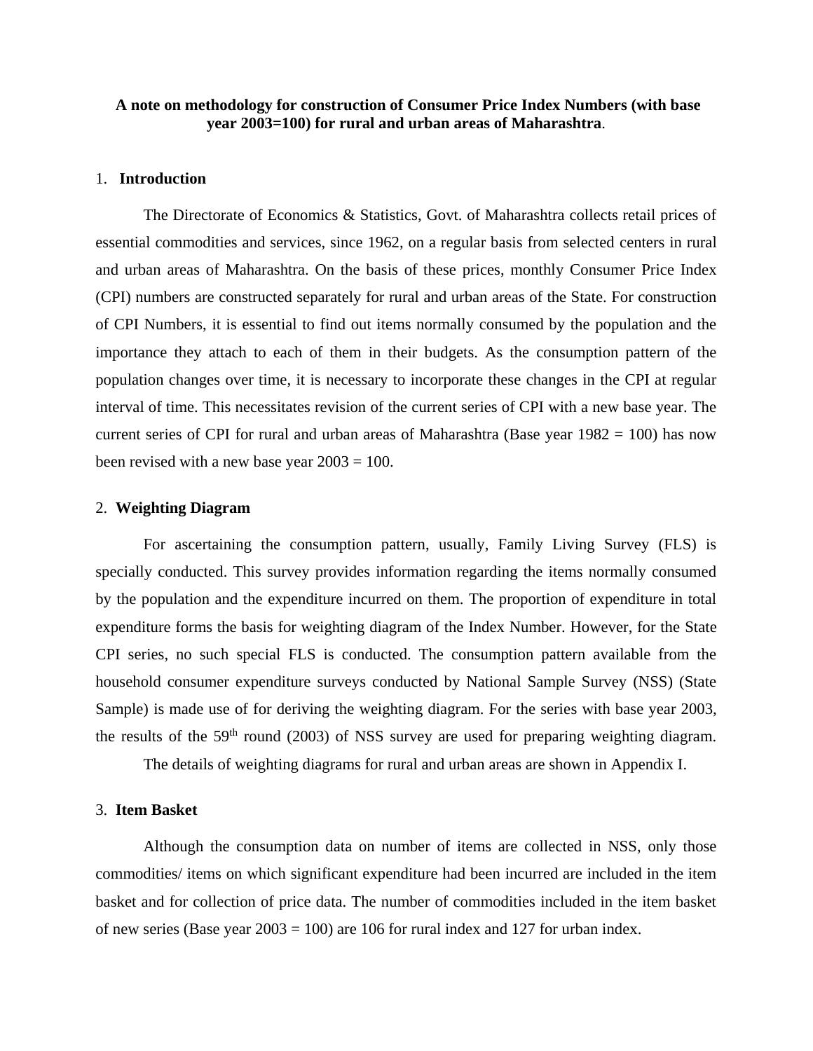# A note on methodology for construction of Consumer Price Index Numbers (with base year 2003=100) for rural and urban areas of Maharashtra.

## 1. Introduction

The Directorate of Economics & Statistics, Govt. of Maharashtra collects retail prices of essential commodities and services, since 1962, on a regular basis from selected centers in rural and urban areas of Maharashtra. On the basis of these prices, monthly Consumer Price Index (CPI) numbers are constructed separately for rural and urban areas of the State. For construction of CPI Numbers, it is essential to find out items normally consumed by the population and the importance they attach to each of them in their budgets. As the consumption pattern of the population changes over time, it is necessary to incorporate these changes in the CPI at regular interval of time. This necessitates revision of the current series of CPI with a new base year. The current series of CPI for rural and urban areas of Maharashtra (Base year 1982 = 100) has now been revised with a new base year 2003 = 100.

## 2. Weighting Diagram

For ascertaining the consumption pattern, usually, Family Living Survey (FLS) is specially conducted. This survey provides information regarding the items normally consumed by the population and the expenditure incurred on them. The proportion of expenditure in total expenditure forms the basis for weighting diagram of the Index Number. However, for the State CPI series, no such special FLS is conducted. The consumption pattern available from the household consumer expenditure surveys conducted by National Sample Survey (NSS) (State Sample) is made use of for deriving the weighting diagram. For the series with base year 2003, the results of the 59th round (2003) of NSS survey are used for preparing weighting diagram.

The details of weighting diagrams for rural and urban areas are shown in Appendix I.

## 3. Item Basket

Although the consumption data on number of items are collected in NSS, only those commodities/ items on which significant expenditure had been incurred are included in the item basket and for collection of price data. The number of commodities included in the item basket of new series (Base year 2003 = 100) are 106 for rural index and 127 for urban index.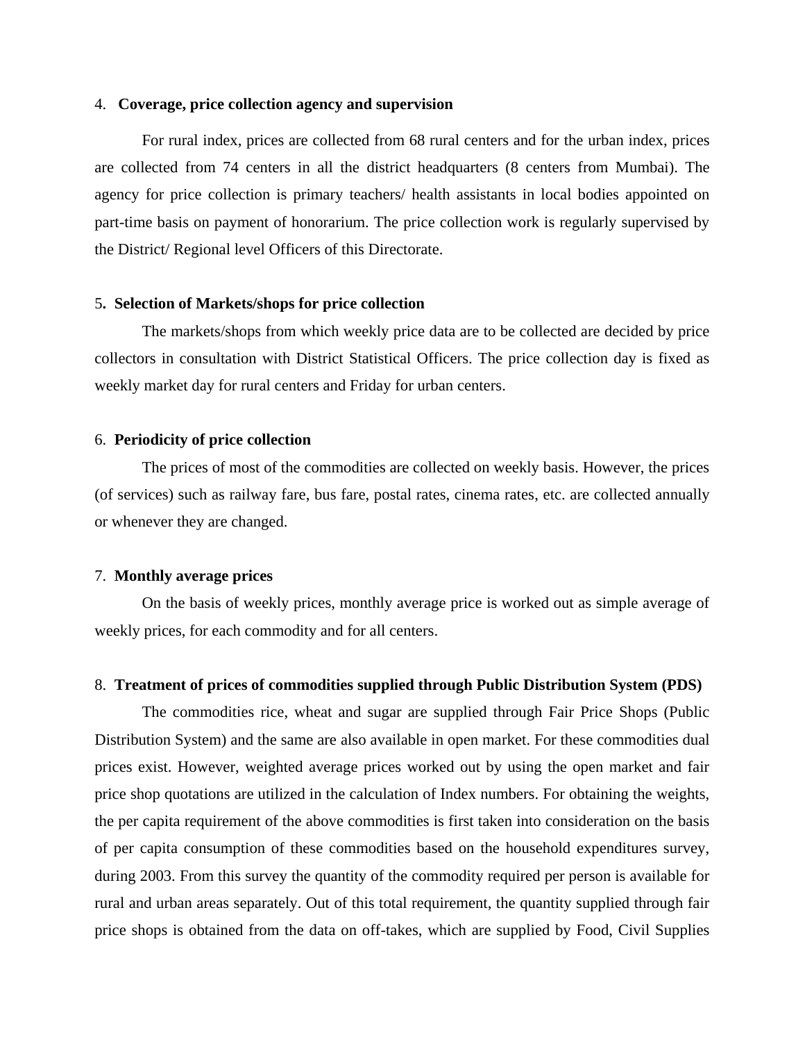4. **Coverage, price collection agency and supervision**

For rural index, prices are collected from 68 rural centers and for the urban index, prices are collected from 74 centers in all the district headquarters (8 centers from Mumbai). The agency for price collection is primary teachers/ health assistants in local bodies appointed on part-time basis on payment of honorarium. The price collection work is regularly supervised by the District/ Regional level Officers of this Directorate.

5. **Selection of Markets/shops for price collection**

The markets/shops from which weekly price data are to be collected are decided by price collectors in consultation with District Statistical Officers. The price collection day is fixed as weekly market day for rural centers and Friday for urban centers.

6. **Periodicity of price collection**

The prices of most of the commodities are collected on weekly basis. However, the prices (of services) such as railway fare, bus fare, postal rates, cinema rates, etc. are collected annually or whenever they are changed.

7. **Monthly average prices**

On the basis of weekly prices, monthly average price is worked out as simple average of weekly prices, for each commodity and for all centers.

8. **Treatment of prices of commodities supplied through Public Distribution System (PDS)**

The commodities rice, wheat and sugar are supplied through Fair Price Shops (Public Distribution System) and the same are also available in open market. For these commodities dual prices exist. However, weighted average prices worked out by using the open market and fair price shop quotations are utilized in the calculation of Index numbers. For obtaining the weights, the per capita requirement of the above commodities is first taken into consideration on the basis of per capita consumption of these commodities based on the household expenditures survey, during 2003. From this survey the quantity of the commodity required per person is available for rural and urban areas separately. Out of this total requirement, the quantity supplied through fair price shops is obtained from the data on off-takes, which are supplied by Food, Civil Supplies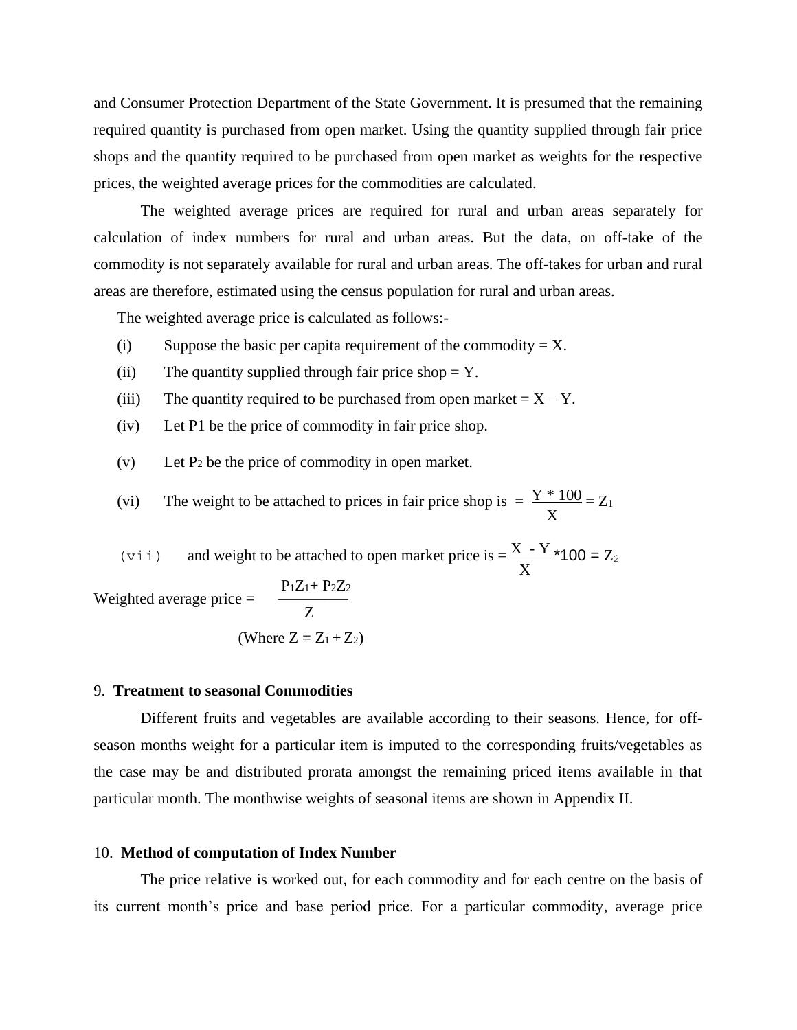and Consumer Protection Department of the State Government. It is presumed that the remaining required quantity is purchased from open market. Using the quantity supplied through fair price shops and the quantity required to be purchased from open market as weights for the respective prices, the weighted average prices for the commodities are calculated.

The weighted average prices are required for rural and urban areas separately for calculation of index numbers for rural and urban areas. But the data, on off-take of the commodity is not separately available for rural and urban areas. The off-takes for urban and rural areas are therefore, estimated using the census population for rural and urban areas.

The weighted average price is calculated as follows:-

(i) Suppose the basic per capita requirement of the commodity = X.

(ii) The quantity supplied through fair price shop = Y.

(iii) The quantity required to be purchased from open market = X – Y.

(iv) Let P1 be the price of commodity in fair price shop.

(v) Let $P_2$ be the price of commodity in open market.

(vi) The weight to be attached to prices in fair price shop is $= \frac{Y * 100}{X} = Z_1$

(vii) and weight to be attached to open market price is $= \frac{X - Y}{X} * 100 = Z_2$

$$\text{Weighted average price} = \frac{P_1Z_1 + P_2Z_2}{Z}$$

(Where $Z = Z_1 + Z_2$)

## 9. Treatment to seasonal Commodities

Different fruits and vegetables are available according to their seasons. Hence, for off-season months weight for a particular item is imputed to the corresponding fruits/vegetables as the case may be and distributed prorata amongst the remaining priced items available in that particular month. The monthwise weights of seasonal items are shown in Appendix II.

## 10. Method of computation of Index Number

The price relative is worked out, for each commodity and for each centre on the basis of its current month's price and base period price. For a particular commodity, average price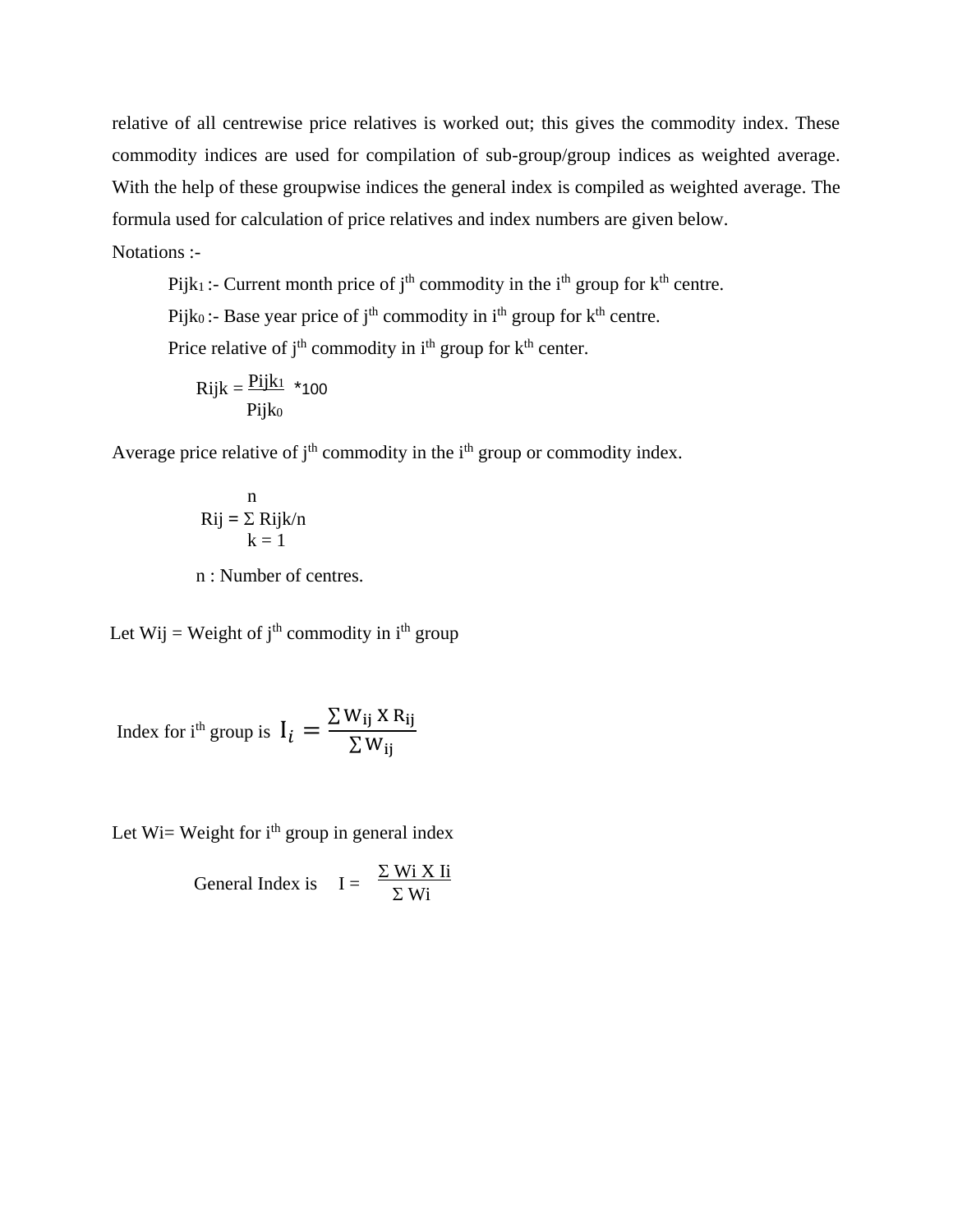relative of all centrewise price relatives is worked out; this gives the commodity index. These commodity indices are used for compilation of sub-group/group indices as weighted average. With the help of these groupwise indices the general index is compiled as weighted average. The formula used for calculation of price relatives and index numbers are given below.

Notations :-

$Pijk_1$ :- Current month price of $j^{th}$ commodity in the $i^{th}$ group for $k^{th}$ centre.

$Pijk_0$ :- Base year price of $j^{th}$ commodity in $i^{th}$ group for $k^{th}$ centre.

Price relative of $j^{th}$ commodity in $i^{th}$ group for $k^{th}$ center.

$$Rijk = \frac{Pijk_1}{Pijk_0} * 100$$

Average price relative of $j^{th}$ commodity in the $i^{th}$ group or commodity index.

$$Rij = \sum_{k=1}^{n} Rijk/n$$

n : Number of centres.

Let Wij = Weight of $j^{th}$ commodity in $i^{th}$ group

Index for $i^{th}$ group is $I_i = \frac{\sum W_{ij} \text{ X } R_{ij}}{\sum W_{ij}}$

Let Wi= Weight for $i^{th}$ group in general index

General Index is $I = \frac{\sum Wi \text{ X } Ii}{\sum Wi}$